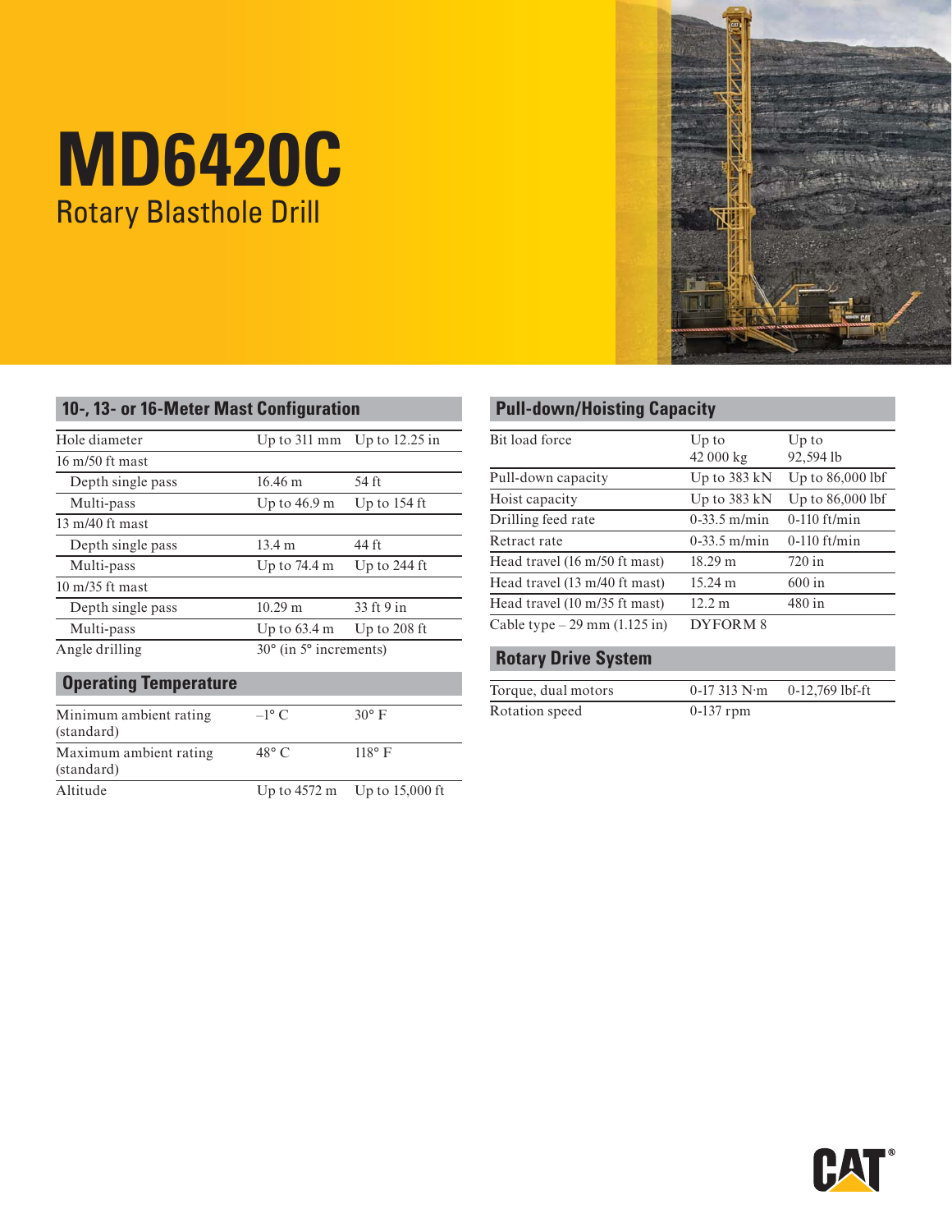# MD6420C

## Rotary Blasthole Drill

## 10-, 13- or 16-Meter Mast Configuration

| | | |
|---|---|---|
| Hole diameter | Up to 311 mm | Up to 12.25 in |
| 16 m/50 ft mast | | |
| Depth single pass | 16.46 m | 54 ft |
| Multi-pass | Up to 46.9 m | Up to 154 ft |
| 13 m/40 ft mast | | |
| Depth single pass | 13.4 m | 44 ft |
| Multi-pass | Up to 74.4 m | Up to 244 ft |
| 10 m/35 ft mast | | |
| Depth single pass | 10.29 m | 33 ft 9 in |
| Multi-pass | Up to 63.4 m | Up to 208 ft |
| Angle drilling | 30° (in 5° increments) | |

## Operating Temperature

| | | |
|---|---|---|
| Minimum ambient rating (standard) | –1° C | 30° F |
| Maximum ambient rating (standard) | 48° C | 118° F |
| Altitude | Up to 4572 m | Up to 15,000 ft |

## Pull-down/Hoisting Capacity

| | | |
|---|---|---|
| Bit load force | Up to 42 000 kg | Up to 92,594 lb |
| Pull-down capacity | Up to 383 kN | Up to 86,000 lbf |
| Hoist capacity | Up to 383 kN | Up to 86,000 lbf |
| Drilling feed rate | 0-33.5 m/min | 0-110 ft/min |
| Retract rate | 0-33.5 m/min | 0-110 ft/min |
| Head travel (16 m/50 ft mast) | 18.29 m | 720 in |
| Head travel (13 m/40 ft mast) | 15.24 m | 600 in |
| Head travel (10 m/35 ft mast) | 12.2 m | 480 in |
| Cable type – 29 mm (1.125 in) | DYFORM 8 | |

## Rotary Drive System

| | | |
|---|---|---|
| Torque, dual motors | 0-17 313 N·m | 0-12,769 lbf-ft |
| Rotation speed | 0-137 rpm | |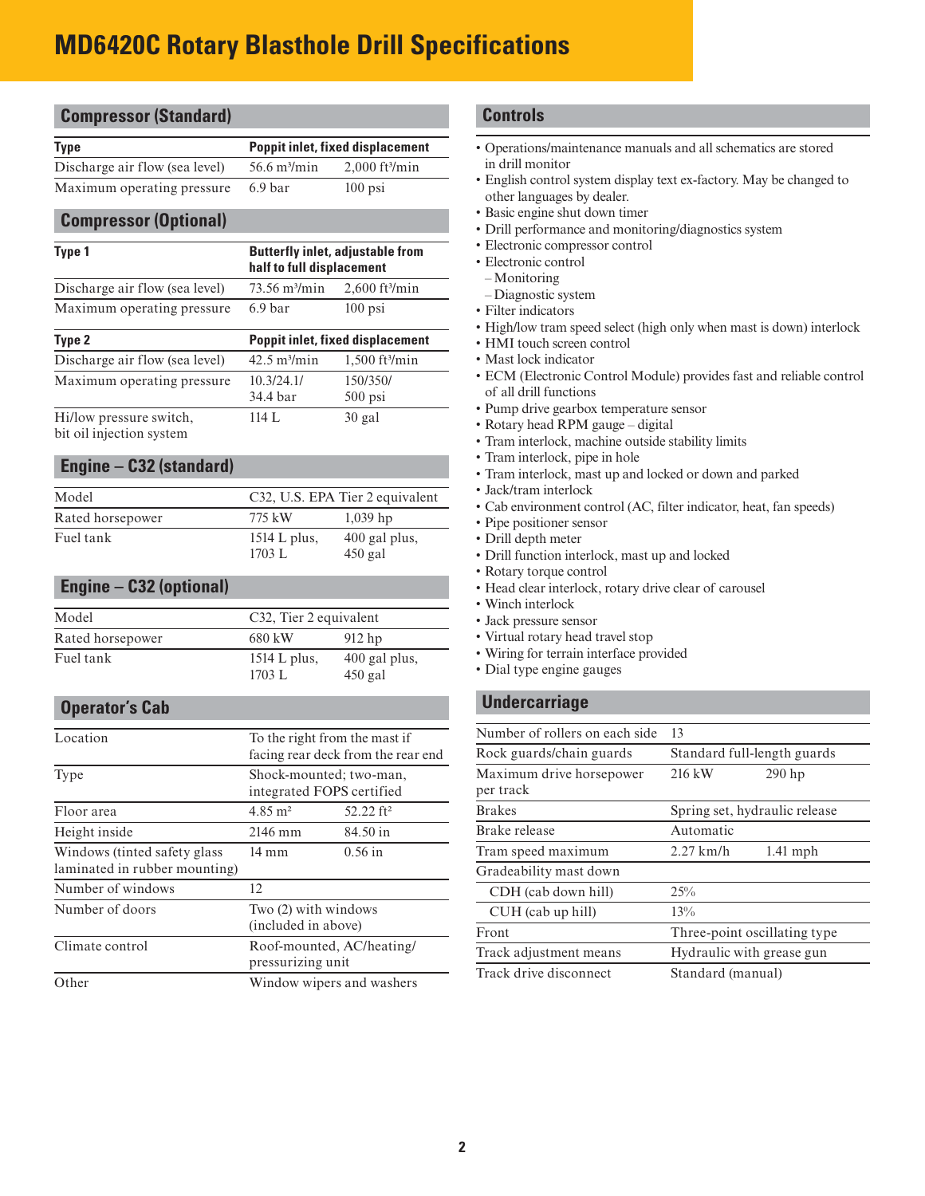# MD6420C Rotary Blasthole Drill Specifications

## Compressor (Standard)

| Type | Poppit inlet, fixed displacement | |
|---|---|---|
| Discharge air flow (sea level) | 56.6 m³/min | 2,000 ft³/min |
| Maximum operating pressure | 6.9 bar | 100 psi |

## Compressor (Optional)

| Type 1 | Butterfly inlet, adjustable from half to full displacement | |
|---|---|---|
| Discharge air flow (sea level) | 73.56 m³/min | 2,600 ft³/min |
| Maximum operating pressure | 6.9 bar | 100 psi |

| Type 2 | Poppit inlet, fixed displacement | |
|---|---|---|
| Discharge air flow (sea level) | 42.5 m³/min | 1,500 ft³/min |
| Maximum operating pressure | 10.3/24.1/ 34.4 bar | 150/350/ 500 psi |
| Hi/low pressure switch, bit oil injection system | 114 L | 30 gal |

## Engine – C32 (standard)

| Model | C32, U.S. EPA Tier 2 equivalent | |
|---|---|---|
| Rated horsepower | 775 kW | 1,039 hp |
| Fuel tank | 1514 L plus, 1703 L | 400 gal plus, 450 gal |

## Engine – C32 (optional)

| Model | C32, Tier 2 equivalent | |
|---|---|---|
| Rated horsepower | 680 kW | 912 hp |
| Fuel tank | 1514 L plus, 1703 L | 400 gal plus, 450 gal |

## Operator's Cab

| Location | To the right from the mast if facing rear deck from the rear end | |
|---|---|---|
| Type | Shock-mounted; two-man, integrated FOPS certified | |
| Floor area | 4.85 m² | 52.22 ft² |
| Height inside | 2146 mm | 84.50 in |
| Windows (tinted safety glass laminated in rubber mounting) | 14 mm | 0.56 in |
| Number of windows | 12 | |
| Number of doors | Two (2) with windows (included in above) | |
| Climate control | Roof-mounted, AC/heating/ pressurizing unit | |
| Other | Window wipers and washers | |

## Controls

- Operations/maintenance manuals and all schematics are stored in drill monitor
- English control system display text ex-factory. May be changed to other languages by dealer.
- Basic engine shut down timer
- Drill performance and monitoring/diagnostics system
- Electronic compressor control
- Electronic control
  - Monitoring
  - Diagnostic system
- Filter indicators
- High/low tram speed select (high only when mast is down) interlock
- HMI touch screen control
- Mast lock indicator
- ECM (Electronic Control Module) provides fast and reliable control of all drill functions
- Pump drive gearbox temperature sensor
- Rotary head RPM gauge – digital
- Tram interlock, machine outside stability limits
- Tram interlock, pipe in hole
- Tram interlock, mast up and locked or down and parked
- Jack/tram interlock
- Cab environment control (AC, filter indicator, heat, fan speeds)
- Pipe positioner sensor
- Drill depth meter
- Drill function interlock, mast up and locked
- Rotary torque control
- Head clear interlock, rotary drive clear of carousel
- Winch interlock
- Jack pressure sensor
- Virtual rotary head travel stop
- Wiring for terrain interface provided
- Dial type engine gauges

## Undercarriage

| Number of rollers on each side | 13 | |
|---|---|---|
| Rock guards/chain guards | Standard full-length guards | |
| Maximum drive horsepower per track | 216 kW | 290 hp |
| Brakes | Spring set, hydraulic release | |
| Brake release | Automatic | |
| Tram speed maximum | 2.27 km/h | 1.41 mph |
| Gradeability mast down | | |
| CDH (cab down hill) | 25% | |
| CUH (cab up hill) | 13% | |
| Front | Three-point oscillating type | |
| Track adjustment means | Hydraulic with grease gun | |
| Track drive disconnect | Standard (manual) | |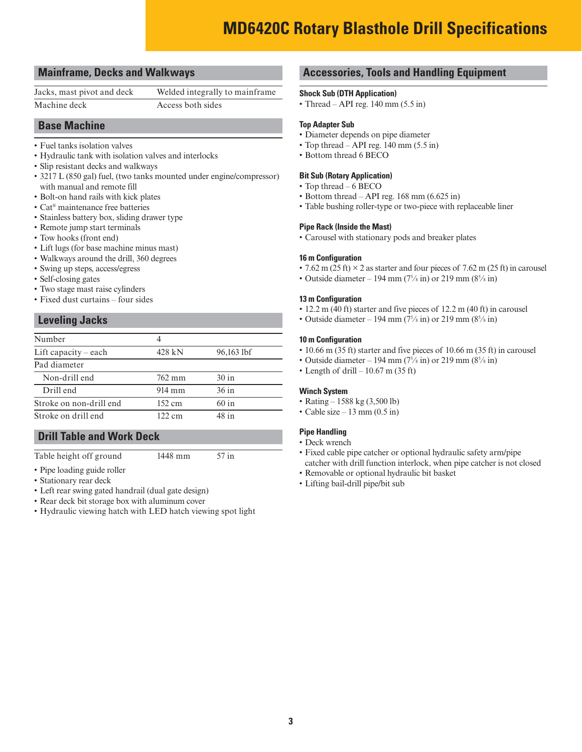# MD6420C Rotary Blasthole Drill Specifications

## Mainframe, Decks and Walkways

| | |
|---|---|
| Jacks, mast pivot and deck | Welded integrally to mainframe |
| Machine deck | Access both sides |

## Base Machine

- Fuel tanks isolation valves
- Hydraulic tank with isolation valves and interlocks
- Slip resistant decks and walkways
- 3217 L (850 gal) fuel, (two tanks mounted under engine/compressor) with manual and remote fill
- Bolt-on hand rails with kick plates
- Cat® maintenance free batteries
- Stainless battery box, sliding drawer type
- Remote jump start terminals
- Tow hooks (front end)
- Lift lugs (for base machine minus mast)
- Walkways around the drill, 360 degrees
- Swing up steps, access/egress
- Self-closing gates
- Two stage mast raise cylinders
- Fixed dust curtains – four sides

## Leveling Jacks

| | | |
|---|---|---|
| Number | 4 | |
| Lift capacity – each | 428 kN | 96,163 lbf |
| Pad diameter | | |
| Non-drill end | 762 mm | 30 in |
| Drill end | 914 mm | 36 in |
| Stroke on non-drill end | 152 cm | 60 in |
| Stroke on drill end | 122 cm | 48 in |

## Drill Table and Work Deck

| | | |
|---|---|---|
| Table height off ground | 1448 mm | 57 in |

- Pipe loading guide roller
- Stationary rear deck
- Left rear swing gated handrail (dual gate design)
- Rear deck bit storage box with aluminum cover
- Hydraulic viewing hatch with LED hatch viewing spot light

## Accessories, Tools and Handling Equipment

### Shock Sub (DTH Application)

- Thread – API reg. 140 mm (5.5 in)

### Top Adapter Sub

- Diameter depends on pipe diameter
- Top thread – API reg. 140 mm (5.5 in)
- Bottom thread 6 BECO

### Bit Sub (Rotary Application)

- Top thread – 6 BECO
- Bottom thread – API reg. 168 mm (6.625 in)
- Table bushing roller-type or two-piece with replaceable liner

### Pipe Rack (Inside the Mast)

- Carousel with stationary pods and breaker plates

### 16 m Configuration

- 7.62 m (25 ft) × 2 as starter and four pieces of 7.62 m (25 ft) in carousel
- Outside diameter – 194 mm (7⅝ in) or 219 mm (8⅝ in)

### 13 m Configuration

- 12.2 m (40 ft) starter and five pieces of 12.2 m (40 ft) in carousel
- Outside diameter – 194 mm (7⅝ in) or 219 mm (8⅝ in)

### 10 m Configuration

- 10.66 m (35 ft) starter and five pieces of 10.66 m (35 ft) in carousel
- Outside diameter – 194 mm (7⅝ in) or 219 mm (8⅝ in)
- Length of drill – 10.67 m (35 ft)

### Winch System

- Rating – 1588 kg (3,500 lb)
- Cable size – 13 mm (0.5 in)

### Pipe Handling

- Deck wrench
- Fixed cable pipe catcher or optional hydraulic safety arm/pipe catcher with drill function interlock, when pipe catcher is not closed
- Removable or optional hydraulic bit basket
- Lifting bail-drill pipe/bit sub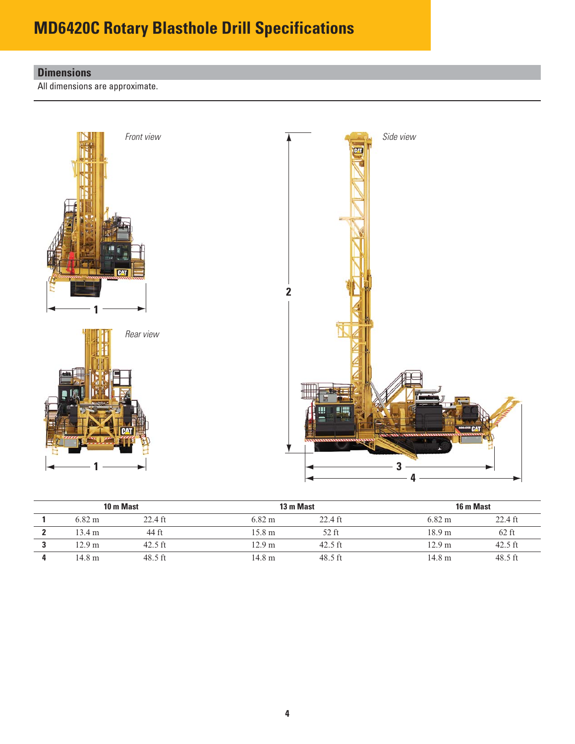# MD6420C Rotary Blasthole Drill Specifications

## Dimensions

All dimensions are approximate.

*Front view*

*Rear view*

*Side view*

| | 10 m Mast | | 13 m Mast | | 16 m Mast | |
|---|---|---|---|---|---|---|
| **1** | 6.82 m | 22.4 ft | 6.82 m | 22.4 ft | 6.82 m | 22.4 ft |
| **2** | 13.4 m | 44 ft | 15.8 m | 52 ft | 18.9 m | 62 ft |
| **3** | 12.9 m | 42.5 ft | 12.9 m | 42.5 ft | 12.9 m | 42.5 ft |
| **4** | 14.8 m | 48.5 ft | 14.8 m | 48.5 ft | 14.8 m | 48.5 ft |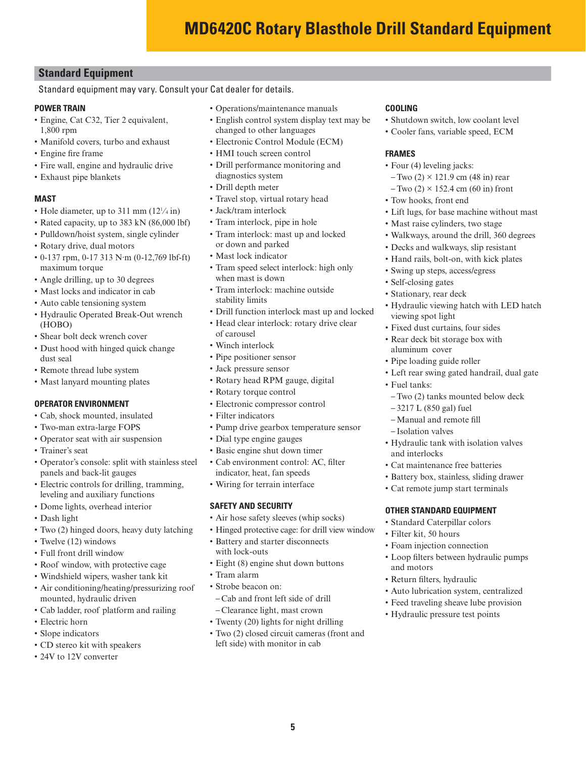# MD6420C Rotary Blasthole Drill Standard Equipment

## Standard Equipment

Standard equipment may vary. Consult your Cat dealer for details.

### POWER TRAIN

- Engine, Cat C32, Tier 2 equivalent, 1,800 rpm
- Manifold covers, turbo and exhaust
- Engine fire frame
- Fire wall, engine and hydraulic drive
- Exhaust pipe blankets

### MAST

- Hole diameter, up to 311 mm (12¼ in)
- Rated capacity, up to 383 kN (86,000 lbf)
- Pulldown/hoist system, single cylinder
- Rotary drive, dual motors
- 0-137 rpm, 0-17 313 N·m (0-12,769 lbf-ft) maximum torque
- Angle drilling, up to 30 degrees
- Mast locks and indicator in cab
- Auto cable tensioning system
- Hydraulic Operated Break-Out wrench (HOBO)
- Shear bolt deck wrench cover
- Dust hood with hinged quick change dust seal
- Remote thread lube system
- Mast lanyard mounting plates

### OPERATOR ENVIRONMENT

- Cab, shock mounted, insulated
- Two-man extra-large FOPS
- Operator seat with air suspension
- Trainer's seat
- Operator's console: split with stainless steel panels and back-lit gauges
- Electric controls for drilling, tramming, leveling and auxiliary functions
- Dome lights, overhead interior
- Dash light
- Two (2) hinged doors, heavy duty latching
- Twelve (12) windows
- Full front drill window
- Roof window, with protective cage
- Windshield wipers, washer tank kit
- Air conditioning/heating/pressurizing roof mounted, hydraulic driven
- Cab ladder, roof platform and railing
- Electric horn
- Slope indicators
- CD stereo kit with speakers
- 24V to 12V converter
- Operations/maintenance manuals
- English control system display text may be changed to other languages
- Electronic Control Module (ECM)
- HMI touch screen control
- Drill performance monitoring and diagnostics system
- Drill depth meter
- Travel stop, virtual rotary head
- Jack/tram interlock
- Tram interlock, pipe in hole
- Tram interlock: mast up and locked or down and parked
- Mast lock indicator
- Tram speed select interlock: high only when mast is down
- Tram interlock: machine outside stability limits
- Drill function interlock mast up and locked
- Head clear interlock: rotary drive clear of carousel
- Winch interlock
- Pipe positioner sensor
- Jack pressure sensor
- Rotary head RPM gauge, digital
- Rotary torque control
- Electronic compressor control
- Filter indicators
- Pump drive gearbox temperature sensor
- Dial type engine gauges
- Basic engine shut down timer
- Cab environment control: AC, filter indicator, heat, fan speeds
- Wiring for terrain interface

### SAFETY AND SECURITY

- Air hose safety sleeves (whip socks)
- Hinged protective cage: for drill view window
- Battery and starter disconnects with lock-outs
- Eight (8) engine shut down buttons
- Tram alarm
- Strobe beacon on:
  - Cab and front left side of drill
  - Clearance light, mast crown
- Twenty (20) lights for night drilling
- Two (2) closed circuit cameras (front and left side) with monitor in cab

### COOLING

- Shutdown switch, low coolant level
- Cooler fans, variable speed, ECM

### FRAMES

- Four (4) leveling jacks:
  - Two (2) × 121.9 cm (48 in) rear
  - Two (2) × 152.4 cm (60 in) front
- Tow hooks, front end
- Lift lugs, for base machine without mast
- Mast raise cylinders, two stage
- Walkways, around the drill, 360 degrees
- Decks and walkways, slip resistant
- Hand rails, bolt-on, with kick plates
- Swing up steps, access/egress
- Self-closing gates
- Stationary, rear deck
- Hydraulic viewing hatch with LED hatch viewing spot light
- Fixed dust curtains, four sides
- Rear deck bit storage box with aluminum cover
- Pipe loading guide roller
- Left rear swing gated handrail, dual gate
- Fuel tanks:
  - Two (2) tanks mounted below deck
  - 3217 L (850 gal) fuel
  - Manual and remote fill
  - Isolation valves
- Hydraulic tank with isolation valves and interlocks
- Cat maintenance free batteries
- Battery box, stainless, sliding drawer
- Cat remote jump start terminals

### OTHER STANDARD EQUIPMENT

- Standard Caterpillar colors
- Filter kit, 50 hours
- Foam injection connection
- Loop filters between hydraulic pumps and motors
- Return filters, hydraulic
- Auto lubrication system, centralized
- Feed traveling sheave lube provision
- Hydraulic pressure test points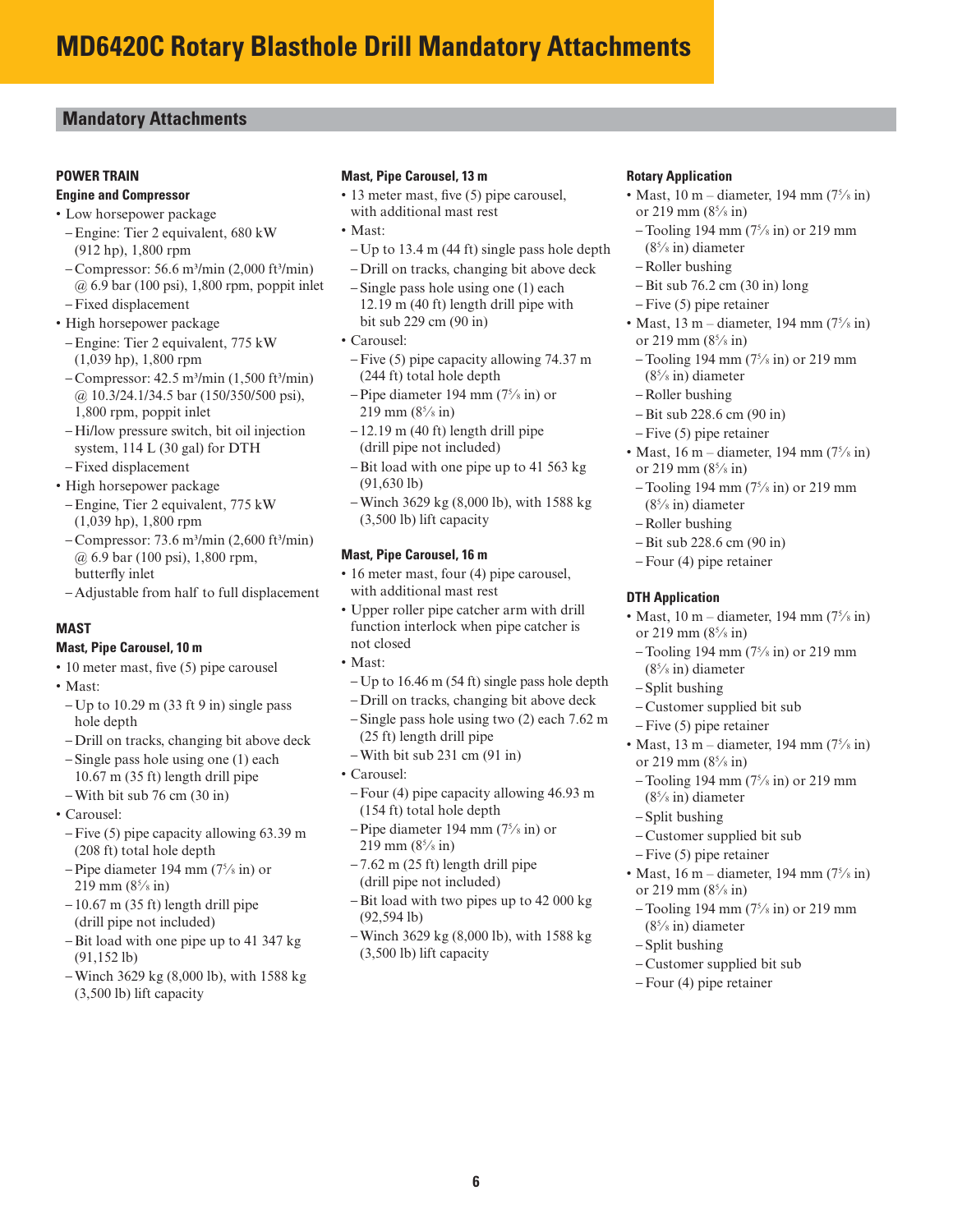# MD6420C Rotary Blasthole Drill Mandatory Attachments

## Mandatory Attachments

### POWER TRAIN

**Engine and Compressor**

- Low horsepower package
  - Engine: Tier 2 equivalent, 680 kW (912 hp), 1,800 rpm
  - Compressor: 56.6 m³/min (2,000 ft³/min) @ 6.9 bar (100 psi), 1,800 rpm, poppit inlet
  - Fixed displacement
- High horsepower package
  - Engine: Tier 2 equivalent, 775 kW (1,039 hp), 1,800 rpm
  - Compressor: 42.5 m³/min (1,500 ft³/min) @ 10.3/24.1/34.5 bar (150/350/500 psi), 1,800 rpm, poppit inlet
  - Hi/low pressure switch, bit oil injection system, 114 L (30 gal) for DTH
  - Fixed displacement
- High horsepower package
  - Engine, Tier 2 equivalent, 775 kW (1,039 hp), 1,800 rpm
  - Compressor: 73.6 m³/min (2,600 ft³/min) @ 6.9 bar (100 psi), 1,800 rpm, butterfly inlet
  - Adjustable from half to full displacement

### MAST

**Mast, Pipe Carousel, 10 m**

- 10 meter mast, five (5) pipe carousel
- Mast:
  - Up to 10.29 m (33 ft 9 in) single pass hole depth
  - Drill on tracks, changing bit above deck
  - Single pass hole using one (1) each 10.67 m (35 ft) length drill pipe
  - With bit sub 76 cm (30 in)
- Carousel:
  - Five (5) pipe capacity allowing 63.39 m (208 ft) total hole depth
  - Pipe diameter 194 mm (7⅝ in) or 219 mm (8⅝ in)
  - 10.67 m (35 ft) length drill pipe (drill pipe not included)
  - Bit load with one pipe up to 41 347 kg (91,152 lb)
  - Winch 3629 kg (8,000 lb), with 1588 kg (3,500 lb) lift capacity

**Mast, Pipe Carousel, 13 m**

- 13 meter mast, five (5) pipe carousel, with additional mast rest
- Mast:
  - Up to 13.4 m (44 ft) single pass hole depth
  - Drill on tracks, changing bit above deck
  - Single pass hole using one (1) each 12.19 m (40 ft) length drill pipe with bit sub 229 cm (90 in)
- Carousel:
  - Five (5) pipe capacity allowing 74.37 m (244 ft) total hole depth
  - Pipe diameter 194 mm (7⅝ in) or 219 mm (8⅝ in)
  - 12.19 m (40 ft) length drill pipe (drill pipe not included)
  - Bit load with one pipe up to 41 563 kg (91,630 lb)
  - Winch 3629 kg (8,000 lb), with 1588 kg (3,500 lb) lift capacity

**Mast, Pipe Carousel, 16 m**

- 16 meter mast, four (4) pipe carousel, with additional mast rest
- Upper roller pipe catcher arm with drill function interlock when pipe catcher is not closed
- Mast:
  - Up to 16.46 m (54 ft) single pass hole depth
  - Drill on tracks, changing bit above deck
  - Single pass hole using two (2) each 7.62 m (25 ft) length drill pipe
  - With bit sub 231 cm (91 in)
- Carousel:
  - Four (4) pipe capacity allowing 46.93 m (154 ft) total hole depth
  - Pipe diameter 194 mm (7⅝ in) or 219 mm (8⅝ in)
  - 7.62 m (25 ft) length drill pipe (drill pipe not included)
  - Bit load with two pipes up to 42 000 kg (92,594 lb)
  - Winch 3629 kg (8,000 lb), with 1588 kg (3,500 lb) lift capacity

**Rotary Application**

- Mast, 10 m – diameter, 194 mm (7⅝ in) or 219 mm (8⅝ in)
  - Tooling 194 mm (7⅝ in) or 219 mm (8⅝ in) diameter
  - Roller bushing
  - Bit sub 76.2 cm (30 in) long
  - Five (5) pipe retainer
- Mast, 13 m – diameter, 194 mm (7⅝ in) or 219 mm (8⅝ in)
  - Tooling 194 mm (7⅝ in) or 219 mm (8⅝ in) diameter
  - Roller bushing
  - Bit sub 228.6 cm (90 in)
  - Five (5) pipe retainer
- Mast, 16 m – diameter, 194 mm (7⅝ in) or 219 mm (8⅝ in)
  - Tooling 194 mm (7⅝ in) or 219 mm (8⅝ in) diameter
  - Roller bushing
  - Bit sub 228.6 cm (90 in)
  - Four (4) pipe retainer

**DTH Application**

- Mast, 10 m – diameter, 194 mm (7⅝ in) or 219 mm (8⅝ in)
  - Tooling 194 mm (7⅝ in) or 219 mm (8⅝ in) diameter
  - Split bushing
  - Customer supplied bit sub
  - Five (5) pipe retainer
- Mast, 13 m – diameter, 194 mm (7⅝ in) or 219 mm (8⅝ in)
  - Tooling 194 mm (7⅝ in) or 219 mm (8⅝ in) diameter
  - Split bushing
  - Customer supplied bit sub
  - Five (5) pipe retainer
- Mast, 16 m – diameter, 194 mm (7⅝ in) or 219 mm (8⅝ in)
  - Tooling 194 mm (7⅝ in) or 219 mm (8⅝ in) diameter
  - Split bushing
  - Customer supplied bit sub
  - Four (4) pipe retainer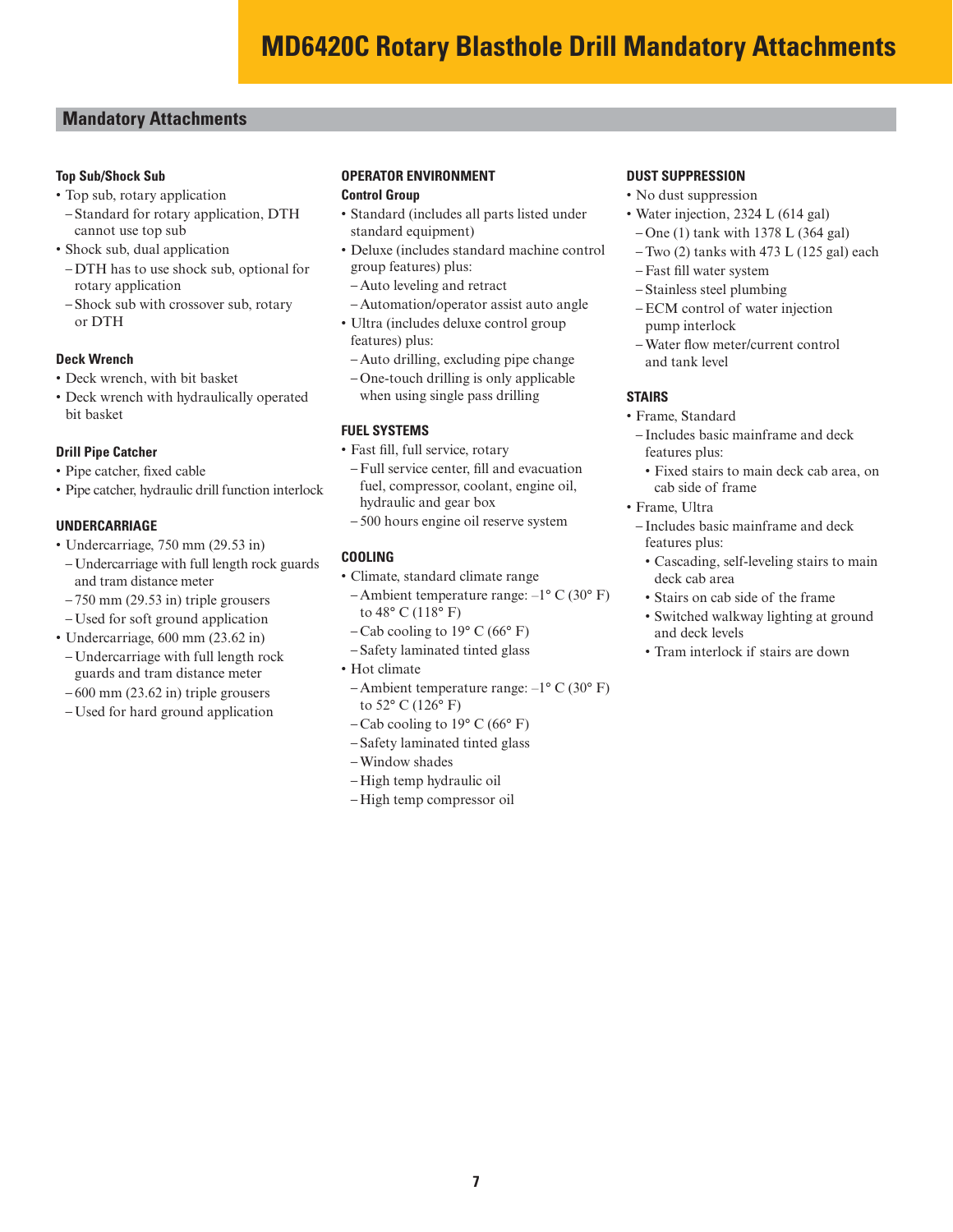# MD6420C Rotary Blasthole Drill Mandatory Attachments

## Mandatory Attachments

### Top Sub/Shock Sub

- Top sub, rotary application
  - Standard for rotary application, DTH cannot use top sub
- Shock sub, dual application
  - DTH has to use shock sub, optional for rotary application
  - Shock sub with crossover sub, rotary or DTH

### Deck Wrench

- Deck wrench, with bit basket
- Deck wrench with hydraulically operated bit basket

### Drill Pipe Catcher

- Pipe catcher, fixed cable
- Pipe catcher, hydraulic drill function interlock

### UNDERCARRIAGE

- Undercarriage, 750 mm (29.53 in)
  - Undercarriage with full length rock guards and tram distance meter
  - 750 mm (29.53 in) triple grousers
  - Used for soft ground application
- Undercarriage, 600 mm (23.62 in)
  - Undercarriage with full length rock guards and tram distance meter
  - 600 mm (23.62 in) triple grousers
  - Used for hard ground application

### OPERATOR ENVIRONMENT

#### Control Group

- Standard (includes all parts listed under standard equipment)
- Deluxe (includes standard machine control group features) plus:
  - Auto leveling and retract
  - Automation/operator assist auto angle
- Ultra (includes deluxe control group features) plus:
  - Auto drilling, excluding pipe change
  - One-touch drilling is only applicable when using single pass drilling

### FUEL SYSTEMS

- Fast fill, full service, rotary
  - Full service center, fill and evacuation fuel, compressor, coolant, engine oil, hydraulic and gear box
  - 500 hours engine oil reserve system

### COOLING

- Climate, standard climate range
  - Ambient temperature range: –1° C (30° F) to 48° C (118° F)
  - Cab cooling to 19° C (66° F)
  - Safety laminated tinted glass
- Hot climate
  - Ambient temperature range: –1° C (30° F) to 52° C (126° F)
  - Cab cooling to 19° C (66° F)
  - Safety laminated tinted glass
  - Window shades
  - High temp hydraulic oil
  - High temp compressor oil

### DUST SUPPRESSION

- No dust suppression
- Water injection, 2324 L (614 gal)
  - One (1) tank with 1378 L (364 gal)
  - Two (2) tanks with 473 L (125 gal) each
  - Fast fill water system
  - Stainless steel plumbing
  - ECM control of water injection pump interlock
  - Water flow meter/current control and tank level

### STAIRS

- Frame, Standard
  - Includes basic mainframe and deck features plus:
    - Fixed stairs to main deck cab area, on cab side of frame
- Frame, Ultra
  - Includes basic mainframe and deck features plus:
    - Cascading, self-leveling stairs to main deck cab area
    - Stairs on cab side of the frame
    - Switched walkway lighting at ground and deck levels
    - Tram interlock if stairs are down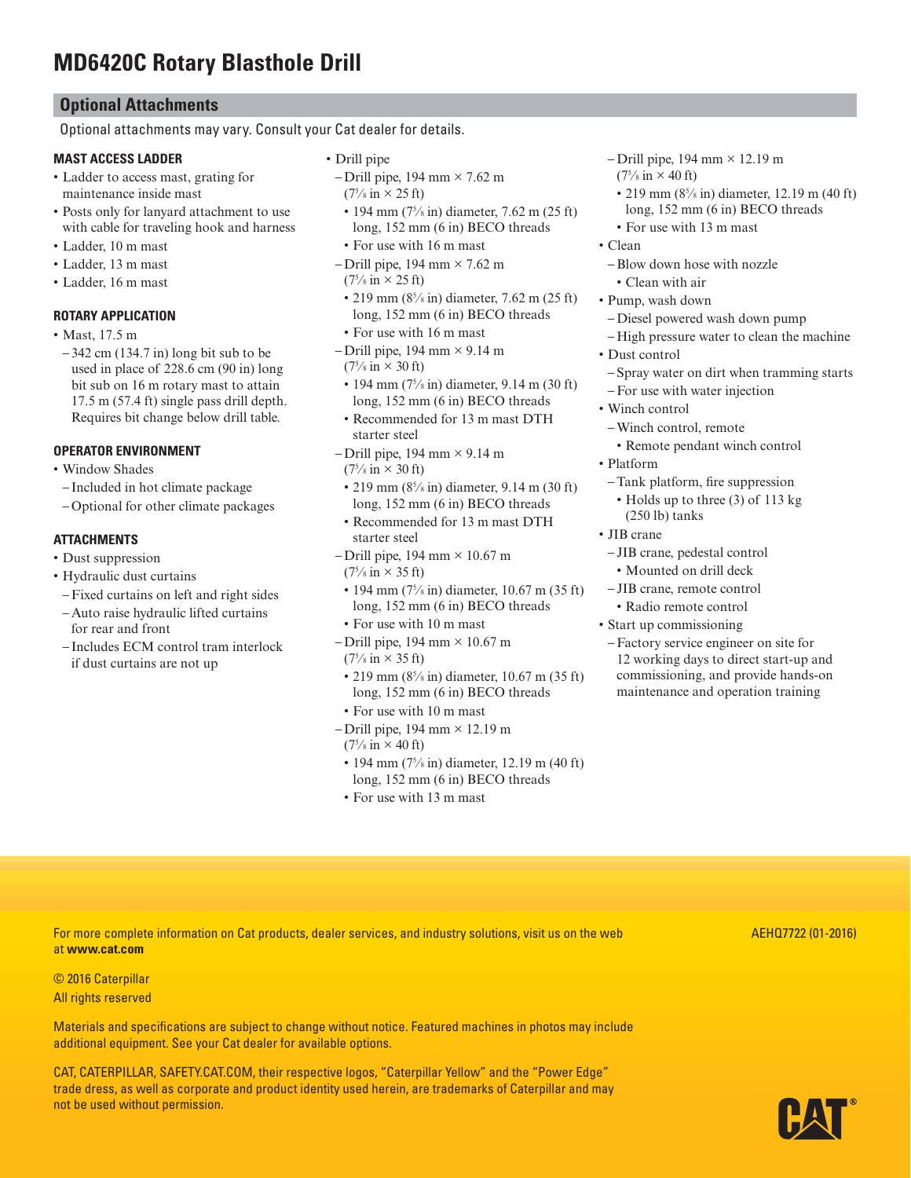# MD6420C Rotary Blasthole Drill

## Optional Attachments

Optional attachments may vary. Consult your Cat dealer for details.

### MAST ACCESS LADDER

- Ladder to access mast, grating for maintenance inside mast
- Posts only for lanyard attachment to use with cable for traveling hook and harness
- Ladder, 10 m mast
- Ladder, 13 m mast
- Ladder, 16 m mast

### ROTARY APPLICATION

- Mast, 17.5 m
  - 342 cm (134.7 in) long bit sub to be used in place of 228.6 cm (90 in) long bit sub on 16 m rotary mast to attain 17.5 m (57.4 ft) single pass drill depth. Requires bit change below drill table.

### OPERATOR ENVIRONMENT

- Window Shades
  - Included in hot climate package
  - Optional for other climate packages

### ATTACHMENTS

- Dust suppression
- Hydraulic dust curtains
  - Fixed curtains on left and right sides
  - Auto raise hydraulic lifted curtains for rear and front
  - Includes ECM control tram interlock if dust curtains are not up
- Drill pipe
  - Drill pipe, 194 mm × 7.62 m (7⅝ in × 25 ft)
    - 194 mm (7⅝ in) diameter, 7.62 m (25 ft) long, 152 mm (6 in) BECO threads
    - For use with 16 m mast
  - Drill pipe, 194 mm × 7.62 m (7⅝ in × 25 ft)
    - 219 mm (8⅝ in) diameter, 7.62 m (25 ft) long, 152 mm (6 in) BECO threads
    - For use with 16 m mast
  - Drill pipe, 194 mm × 9.14 m (7⅝ in × 30 ft)
    - 194 mm (7⅝ in) diameter, 9.14 m (30 ft) long, 152 mm (6 in) BECO threads
    - Recommended for 13 m mast DTH starter steel
  - Drill pipe, 194 mm × 9.14 m (7⅝ in × 30 ft)
    - 219 mm (8⅝ in) diameter, 9.14 m (30 ft) long, 152 mm (6 in) BECO threads
    - Recommended for 13 m mast DTH starter steel
  - Drill pipe, 194 mm × 10.67 m (7⅝ in × 35 ft)
    - 194 mm (7⅝ in) diameter, 10.67 m (35 ft) long, 152 mm (6 in) BECO threads
    - For use with 10 m mast
  - Drill pipe, 194 mm × 10.67 m (7⅝ in × 35 ft)
    - 219 mm (8⅝ in) diameter, 10.67 m (35 ft) long, 152 mm (6 in) BECO threads
    - For use with 10 m mast
  - Drill pipe, 194 mm × 12.19 m (7⅝ in × 40 ft)
    - 194 mm (7⅝ in) diameter, 12.19 m (40 ft) long, 152 mm (6 in) BECO threads
    - For use with 13 m mast
  - Drill pipe, 194 mm × 12.19 m (7⅝ in × 40 ft)
    - 219 mm (8⅝ in) diameter, 12.19 m (40 ft) long, 152 mm (6 in) BECO threads
    - For use with 13 m mast
- Clean
  - Blow down hose with nozzle
    - Clean with air
- Pump, wash down
  - Diesel powered wash down pump
  - High pressure water to clean the machine
- Dust control
  - Spray water on dirt when tramming starts
  - For use with water injection
- Winch control
  - Winch control, remote
    - Remote pendant winch control
- Platform
  - Tank platform, fire suppression
    - Holds up to three (3) of 113 kg (250 lb) tanks
- JIB crane
  - JIB crane, pedestal control
    - Mounted on drill deck
  - JIB crane, remote control
    - Radio remote control
- Start up commissioning
  - Factory service engineer on site for 12 working days to direct start-up and commissioning, and provide hands-on maintenance and operation training

For more complete information on Cat products, dealer services, and industry solutions, visit us on the web at **www.cat.com**

AEHQ7722 (01-2016)

© 2016 Caterpillar
All rights reserved

Materials and specifications are subject to change without notice. Featured machines in photos may include additional equipment. See your Cat dealer for available options.

CAT, CATERPILLAR, SAFETY.CAT.COM, their respective logos, "Caterpillar Yellow" and the "Power Edge" trade dress, as well as corporate and product identity used herein, are trademarks of Caterpillar and may not be used without permission.